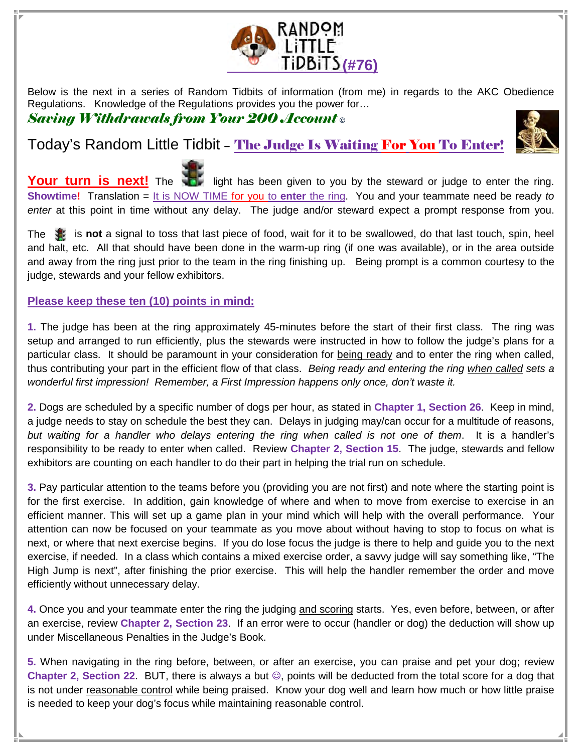# RANDOM LITTLE TIDBITS (#76)

Below is the next in a series of Random Tidbits of information (from me) in regards to the AKC Obedience Regulations. Knowledge of the Regulations provides you the power for…

***Saving Withdrawals from Your 200 Account*** ©

## Today's Random Little Tidbit – The Judge Is Waiting For You To Enter!

**Your turn is next!** The light has been given to you by the steward or judge to enter the ring. **Showtime!** Translation = It is NOW TIME for you to **enter** the ring. You and your teammate need be ready *to enter* at this point in time without any delay. The judge and/or steward expect a prompt response from you.

The is **not** a signal to toss that last piece of food, wait for it to be swallowed, do that last touch, spin, heel and halt, etc. All that should have been done in the warm-up ring (if one was available), or in the area outside and away from the ring just prior to the team in the ring finishing up. Being prompt is a common courtesy to the judge, stewards and your fellow exhibitors.

### Please keep these ten (10) points in mind:

**1.** The judge has been at the ring approximately 45-minutes before the start of their first class. The ring was setup and arranged to run efficiently, plus the stewards were instructed in how to follow the judge's plans for a particular class. It should be paramount in your consideration for being ready and to enter the ring when called, thus contributing your part in the efficient flow of that class. *Being ready and entering the ring when called sets a wonderful first impression! Remember, a First Impression happens only once, don't waste it.*

**2.** Dogs are scheduled by a specific number of dogs per hour, as stated in **Chapter 1, Section 26**. Keep in mind, a judge needs to stay on schedule the best they can. Delays in judging may/can occur for a multitude of reasons, *but waiting for a handler who delays entering the ring when called is not one of them*. It is a handler's responsibility to be ready to enter when called. Review **Chapter 2, Section 15**. The judge, stewards and fellow exhibitors are counting on each handler to do their part in helping the trial run on schedule.

**3.** Pay particular attention to the teams before you (providing you are not first) and note where the starting point is for the first exercise. In addition, gain knowledge of where and when to move from exercise to exercise in an efficient manner. This will set up a game plan in your mind which will help with the overall performance. Your attention can now be focused on your teammate as you move about without having to stop to focus on what is next, or where that next exercise begins. If you do lose focus the judge is there to help and guide you to the next exercise, if needed. In a class which contains a mixed exercise order, a savvy judge will say something like, "The High Jump is next", after finishing the prior exercise. This will help the handler remember the order and move efficiently without unnecessary delay.

**4.** Once you and your teammate enter the ring the judging and scoring starts. Yes, even before, between, or after an exercise, review **Chapter 2, Section 23**. If an error were to occur (handler or dog) the deduction will show up under Miscellaneous Penalties in the Judge's Book.

**5.** When navigating in the ring before, between, or after an exercise, you can praise and pet your dog; review **Chapter 2, Section 22**. BUT, there is always a but ☺, points will be deducted from the total score for a dog that is not under reasonable control while being praised. Know your dog well and learn how much or how little praise is needed to keep your dog's focus while maintaining reasonable control.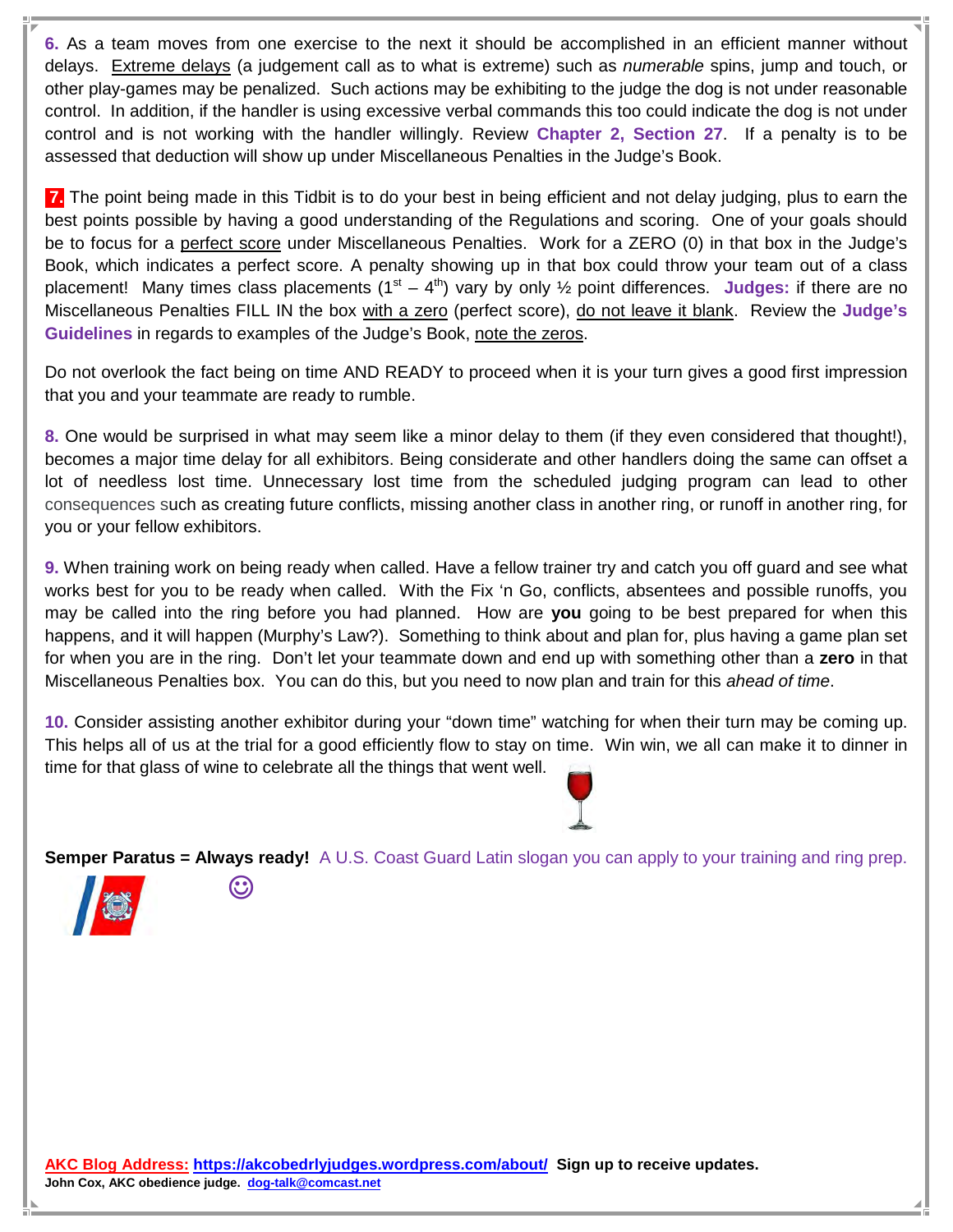**6.** As a team moves from one exercise to the next it should be accomplished in an efficient manner without delays. Extreme delays (a judgement call as to what is extreme) such as *numerable* spins, jump and touch, or other play-games may be penalized. Such actions may be exhibiting to the judge the dog is not under reasonable control. In addition, if the handler is using excessive verbal commands this too could indicate the dog is not under control and is not working with the handler willingly. Review **Chapter 2, Section 27**. If a penalty is to be assessed that deduction will show up under Miscellaneous Penalties in the Judge's Book.

**7.** The point being made in this Tidbit is to do your best in being efficient and not delay judging, plus to earn the best points possible by having a good understanding of the Regulations and scoring. One of your goals should be to focus for a perfect score under Miscellaneous Penalties. Work for a ZERO (0) in that box in the Judge's Book, which indicates a perfect score. A penalty showing up in that box could throw your team out of a class placement! Many times class placements (1st – 4th) vary by only ½ point differences. **Judges:** if there are no Miscellaneous Penalties FILL IN the box with a zero (perfect score), do not leave it blank. Review the **Judge's Guidelines** in regards to examples of the Judge's Book, note the zeros.

Do not overlook the fact being on time AND READY to proceed when it is your turn gives a good first impression that you and your teammate are ready to rumble.

**8.** One would be surprised in what may seem like a minor delay to them (if they even considered that thought!), becomes a major time delay for all exhibitors. Being considerate and other handlers doing the same can offset a lot of needless lost time. Unnecessary lost time from the scheduled judging program can lead to other consequences such as creating future conflicts, missing another class in another ring, or runoff in another ring, for you or your fellow exhibitors.

**9.** When training work on being ready when called. Have a fellow trainer try and catch you off guard and see what works best for you to be ready when called. With the Fix 'n Go, conflicts, absentees and possible runoffs, you may be called into the ring before you had planned. How are **you** going to be best prepared for when this happens, and it will happen (Murphy's Law?). Something to think about and plan for, plus having a game plan set for when you are in the ring. Don't let your teammate down and end up with something other than a **zero** in that Miscellaneous Penalties box. You can do this, but you need to now plan and train for this *ahead of time*.

**10.** Consider assisting another exhibitor during your "down time" watching for when their turn may be coming up. This helps all of us at the trial for a good efficiently flow to stay on time. Win win, we all can make it to dinner in time for that glass of wine to celebrate all the things that went well.

**Semper Paratus = Always ready!** A U.S. Coast Guard Latin slogan you can apply to your training and ring prep.

☺

**AKC Blog Address:** **https://akcobedrlyjudges.wordpress.com/about/** **Sign up to receive updates.**
**John Cox, AKC obedience judge.** **dog-talk@comcast.net**